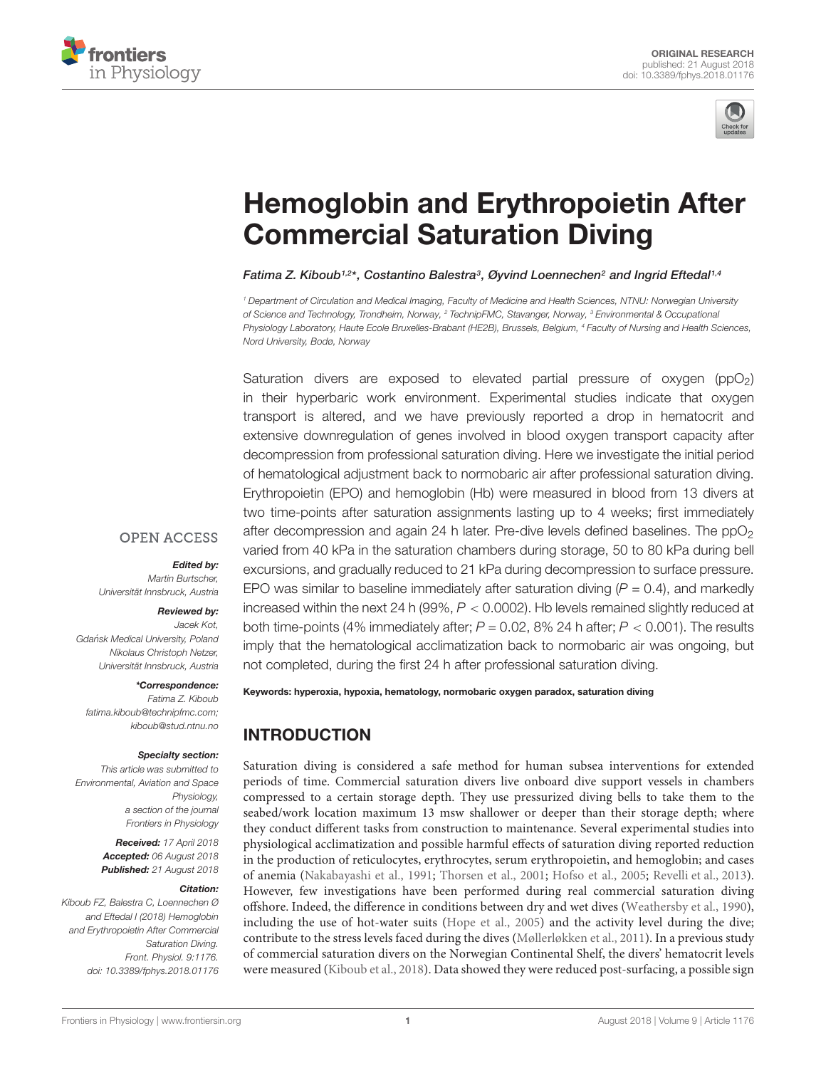ORIGINAL RESEARCH
published: 21 August 2018
doi: 10.3389/fphys.2018.01176

# Hemoglobin and Erythropoietin After Commercial Saturation Diving

*Fatima Z. Kiboub[1,2*], Costantino Balestra[3], Øyvind Loennechen[2] and Ingrid Eftedal[1,4]*

[1] Department of Circulation and Medical Imaging, Faculty of Medicine and Health Sciences, NTNU: Norwegian University of Science and Technology, Trondheim, Norway, [2] TechnipFMC, Stavanger, Norway, [3] Environmental & Occupational Physiology Laboratory, Haute Ecole Bruxelles-Brabant (HE2B), Brussels, Belgium, [4] Faculty of Nursing and Health Sciences, Nord University, Bodø, Norway

Saturation divers are exposed to elevated partial pressure of oxygen ($ppO_2$) in their hyperbaric work environment. Experimental studies indicate that oxygen transport is altered, and we have previously reported a drop in hematocrit and extensive downregulation of genes involved in blood oxygen transport capacity after decompression from professional saturation diving. Here we investigate the initial period of hematological adjustment back to normobaric air after professional saturation diving. Erythropoietin (EPO) and hemoglobin (Hb) were measured in blood from 13 divers at two time-points after saturation assignments lasting up to 4 weeks; first immediately after decompression and again 24 h later. Pre-dive levels defined baselines. The $ppO_2$ varied from 40 kPa in the saturation chambers during storage, 50 to 80 kPa during bell excursions, and gradually reduced to 21 kPa during decompression to surface pressure. EPO was similar to baseline immediately after saturation diving ($P = 0.4$), and markedly increased within the next 24 h (99%, $P < 0.0002$). Hb levels remained slightly reduced at both time-points (4% immediately after; $P = 0.02$, 8% 24 h after; $P < 0.001$). The results imply that the hematological acclimatization back to normobaric air was ongoing, but not completed, during the first 24 h after professional saturation diving.

**Keywords: hyperoxia, hypoxia, hematology, normobaric oxygen paradox, saturation diving**

OPEN ACCESS

***Edited by:***
*Martin Burtscher,*
*Universität Innsbruck, Austria*

***Reviewed by:***
*Jacek Kot,*
*Gdańsk Medical University, Poland*
*Nikolaus Christoph Netzer,*
*Universität Innsbruck, Austria*

***\*Correspondence:***
*Fatima Z. Kiboub*
*fatima.kiboub@technipfmc.com;*
*kiboub@stud.ntnu.no*

***Specialty section:***
*This article was submitted to Environmental, Aviation and Space Physiology, a section of the journal Frontiers in Physiology*

***Received:*** *17 April 2018*
***Accepted:*** *06 August 2018*
***Published:*** *21 August 2018*

***Citation:***
*Kiboub FZ, Balestra C, Loennechen Ø and Eftedal I (2018) Hemoglobin and Erythropoietin After Commercial Saturation Diving. Front. Physiol. 9:1176. doi: 10.3389/fphys.2018.01176*

## INTRODUCTION

Saturation diving is considered a safe method for human subsea interventions for extended periods of time. Commercial saturation divers live onboard dive support vessels in chambers compressed to a certain storage depth. They use pressurized diving bells to take them to the seabed/work location maximum 13 msw shallower or deeper than their storage depth; where they conduct different tasks from construction to maintenance. Several experimental studies into physiological acclimatization and possible harmful effects of saturation diving reported reduction in the production of reticulocytes, erythrocytes, serum erythropoietin, and hemoglobin; and cases of anemia (Nakabayashi et al., 1991; Thorsen et al., 2001; Hofso et al., 2005; Revelli et al., 2013). However, few investigations have been performed during real commercial saturation diving offshore. Indeed, the difference in conditions between dry and wet dives (Weathersby et al., 1990), including the use of hot-water suits (Hope et al., 2005) and the activity level during the dive; contribute to the stress levels faced during the dives (Møllerløkken et al., 2011). In a previous study of commercial saturation divers on the Norwegian Continental Shelf, the divers' hematocrit levels were measured (Kiboub et al., 2018). Data showed they were reduced post-surfacing, a possible sign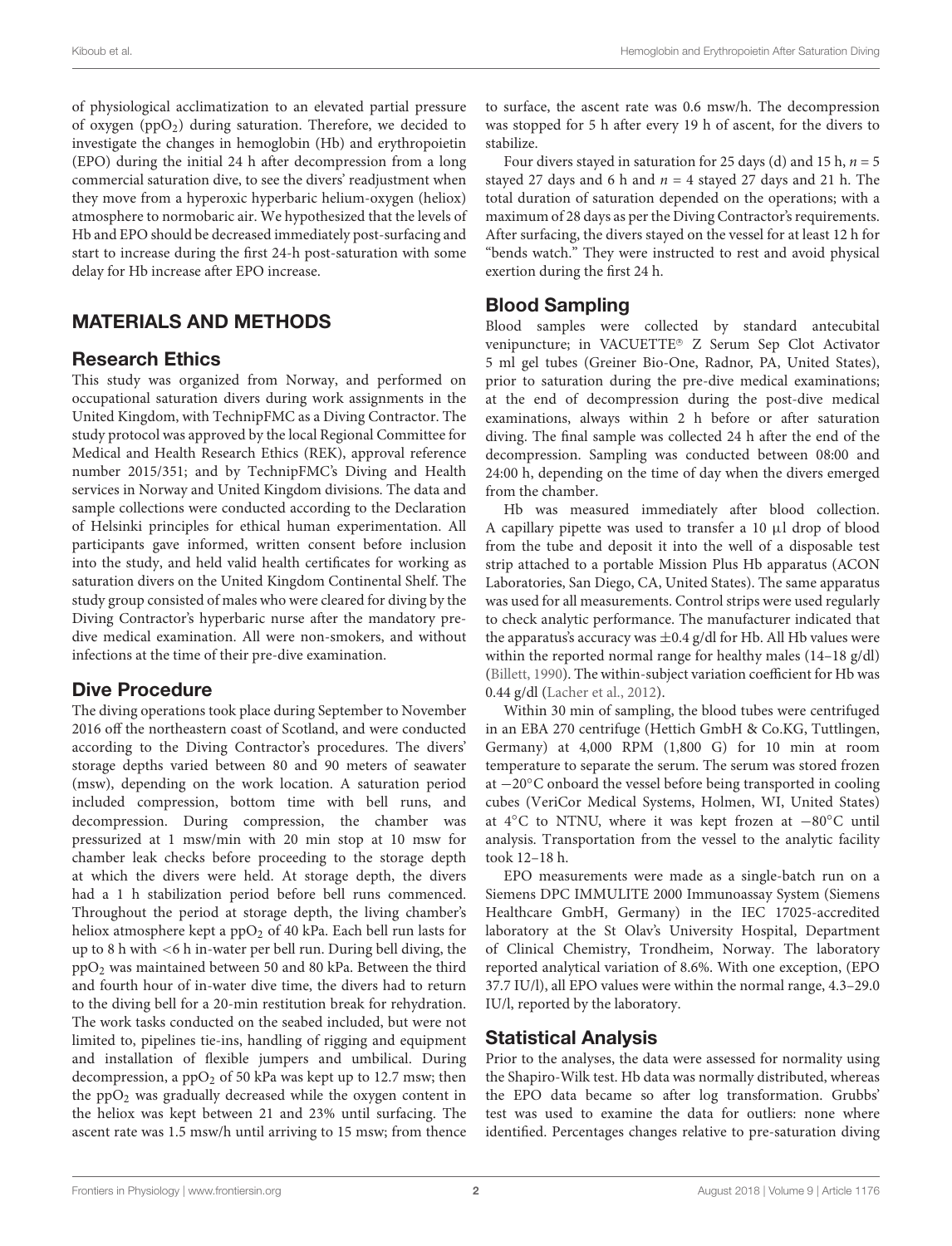of physiological acclimatization to an elevated partial pressure of oxygen ($ppO_2$) during saturation. Therefore, we decided to investigate the changes in hemoglobin (Hb) and erythropoietin (EPO) during the initial 24 h after decompression from a long commercial saturation dive, to see the divers' readjustment when they move from a hyperoxic hyperbaric helium-oxygen (heliox) atmosphere to normobaric air. We hypothesized that the levels of Hb and EPO should be decreased immediately post-surfacing and start to increase during the first 24-h post-saturation with some delay for Hb increase after EPO increase.

## MATERIALS AND METHODS

### Research Ethics

This study was organized from Norway, and performed on occupational saturation divers during work assignments in the United Kingdom, with TechnipFMC as a Diving Contractor. The study protocol was approved by the local Regional Committee for Medical and Health Research Ethics (REK), approval reference number 2015/351; and by TechnipFMC's Diving and Health services in Norway and United Kingdom divisions. The data and sample collections were conducted according to the Declaration of Helsinki principles for ethical human experimentation. All participants gave informed, written consent before inclusion into the study, and held valid health certificates for working as saturation divers on the United Kingdom Continental Shelf. The study group consisted of males who were cleared for diving by the Diving Contractor's hyperbaric nurse after the mandatory pre-dive medical examination. All were non-smokers, and without infections at the time of their pre-dive examination.

### Dive Procedure

The diving operations took place during September to November 2016 off the northeastern coast of Scotland, and were conducted according to the Diving Contractor's procedures. The divers' storage depths varied between 80 and 90 meters of seawater (msw), depending on the work location. A saturation period included compression, bottom time with bell runs, and decompression. During compression, the chamber was pressurized at 1 msw/min with 20 min stop at 10 msw for chamber leak checks before proceeding to the storage depth at which the divers were held. At storage depth, the divers had a 1 h stabilization period before bell runs commenced. Throughout the period at storage depth, the living chamber's heliox atmosphere kept a $ppO_2$ of 40 kPa. Each bell run lasts for up to 8 h with <6 h in-water per bell run. During bell diving, the $ppO_2$ was maintained between 50 and 80 kPa. Between the third and fourth hour of in-water dive time, the divers had to return to the diving bell for a 20-min restitution break for rehydration. The work tasks conducted on the seabed included, but were not limited to, pipelines tie-ins, handling of rigging and equipment and installation of flexible jumpers and umbilical. During decompression, a $ppO_2$ of 50 kPa was kept up to 12.7 msw; then the $ppO_2$ was gradually decreased while the oxygen content in the heliox was kept between 21 and 23% until surfacing. The ascent rate was 1.5 msw/h until arriving to 15 msw; from thence to surface, the ascent rate was 0.6 msw/h. The decompression was stopped for 5 h after every 19 h of ascent, for the divers to stabilize.

Four divers stayed in saturation for 25 days (d) and 15 h, $n = 5$ stayed 27 days and 6 h and $n = 4$ stayed 27 days and 21 h. The total duration of saturation depended on the operations; with a maximum of 28 days as per the Diving Contractor's requirements. After surfacing, the divers stayed on the vessel for at least 12 h for "bends watch." They were instructed to rest and avoid physical exertion during the first 24 h.

### Blood Sampling

Blood samples were collected by standard antecubital venipuncture; in VACUETTE® Z Serum Sep Clot Activator 5 ml gel tubes (Greiner Bio-One, Radnor, PA, United States), prior to saturation during the pre-dive medical examinations; at the end of decompression during the post-dive medical examinations, always within 2 h before or after saturation diving. The final sample was collected 24 h after the end of the decompression. Sampling was conducted between 08:00 and 24:00 h, depending on the time of day when the divers emerged from the chamber.

Hb was measured immediately after blood collection. A capillary pipette was used to transfer a 10 μl drop of blood from the tube and deposit it into the well of a disposable test strip attached to a portable Mission Plus Hb apparatus (ACON Laboratories, San Diego, CA, United States). The same apparatus was used for all measurements. Control strips were used regularly to check analytic performance. The manufacturer indicated that the apparatus's accuracy was ±0.4 g/dl for Hb. All Hb values were within the reported normal range for healthy males (14–18 g/dl) (Billett, 1990). The within-subject variation coefficient for Hb was 0.44 g/dl (Lacher et al., 2012).

Within 30 min of sampling, the blood tubes were centrifuged in an EBA 270 centrifuge (Hettich GmbH & Co.KG, Tuttlingen, Germany) at 4,000 RPM (1,800 G) for 10 min at room temperature to separate the serum. The serum was stored frozen at −20°C onboard the vessel before being transported in cooling cubes (VeriCor Medical Systems, Holmen, WI, United States) at 4°C to NTNU, where it was kept frozen at −80°C until analysis. Transportation from the vessel to the analytic facility took 12–18 h.

EPO measurements were made as a single-batch run on a Siemens DPC IMMULITE 2000 Immunoassay System (Siemens Healthcare GmbH, Germany) in the IEC 17025-accredited laboratory at the St Olav's University Hospital, Department of Clinical Chemistry, Trondheim, Norway. The laboratory reported analytical variation of 8.6%. With one exception, (EPO 37.7 IU/l), all EPO values were within the normal range, 4.3–29.0 IU/l, reported by the laboratory.

### Statistical Analysis

Prior to the analyses, the data were assessed for normality using the Shapiro-Wilk test. Hb data was normally distributed, whereas the EPO data became so after log transformation. Grubbs' test was used to examine the data for outliers: none where identified. Percentages changes relative to pre-saturation diving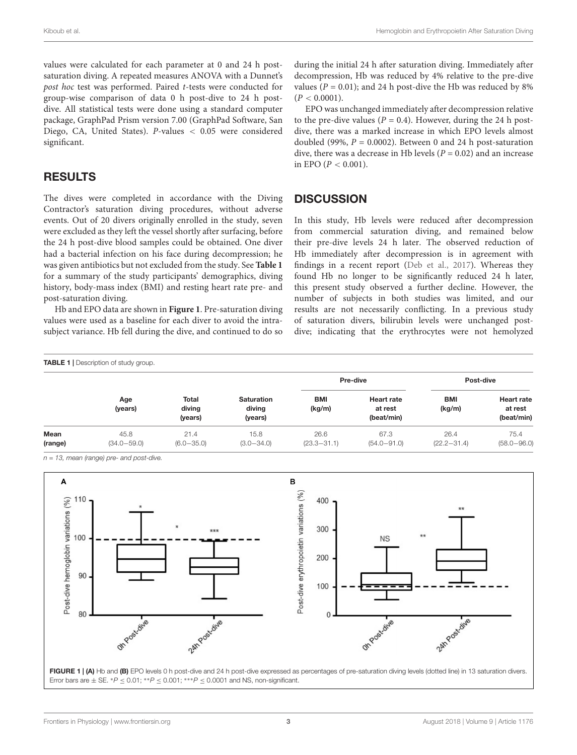values were calculated for each parameter at 0 and 24 h post-saturation diving. A repeated measures ANOVA with a Dunnet's *post hoc* test was performed. Paired *t*-tests were conducted for group-wise comparison of data 0 h post-dive to 24 h post-dive. All statistical tests were done using a standard computer package, GraphPad Prism version 7.00 (GraphPad Software, San Diego, CA, United States). *P*-values < 0.05 were considered significant.

## RESULTS

The dives were completed in accordance with the Diving Contractor's saturation diving procedures, without adverse events. Out of 20 divers originally enrolled in the study, seven were excluded as they left the vessel shortly after surfacing, before the 24 h post-dive blood samples could be obtained. One diver had a bacterial infection on his face during decompression; he was given antibiotics but not excluded from the study. See **Table 1** for a summary of the study participants' demographics, diving history, body-mass index (BMI) and resting heart rate pre- and post-saturation diving.

Hb and EPO data are shown in **Figure 1**. Pre-saturation diving values were used as a baseline for each diver to avoid the intra-subject variance. Hb fell during the dive, and continued to do so during the initial 24 h after saturation diving. Immediately after decompression, Hb was reduced by 4% relative to the pre-dive values ($P = 0.01$); and 24 h post-dive the Hb was reduced by 8% ($P < 0.0001$).

EPO was unchanged immediately after decompression relative to the pre-dive values ($P = 0.4$). However, during the 24 h post-dive, there was a marked increase in which EPO levels almost doubled (99%, $P = 0.0002$). Between 0 and 24 h post-saturation dive, there was a decrease in Hb levels ($P = 0.02$) and an increase in EPO ($P < 0.001$).

## DISCUSSION

In this study, Hb levels were reduced after decompression from commercial saturation diving, and remained below their pre-dive levels 24 h later. The observed reduction of Hb immediately after decompression is in agreement with findings in a recent report (Deb et al., 2017). Whereas they found Hb no longer to be significantly reduced 24 h later, this present study observed a further decline. However, the number of subjects in both studies was limited, and our results are not necessarily conflicting. In a previous study of saturation divers, bilirubin levels were unchanged post-dive; indicating that the erythrocytes were not hemolyzed

**TABLE 1** | Description of study group.

| | Age (years) | Total diving (years) | Saturation diving (years) | Pre-dive | | Post-dive | |
|---|---|---|---|---|---|---|---|
| | | | | BMI (kg/m) | Heart rate at rest (beat/min) | BMI (kg/m) | Heart rate at rest (beat/min) |
| **Mean (range)** | 45.8 (34.0–59.0) | 21.4 (6.0–35.0) | 15.8 (3.0–34.0) | 26.6 (23.3–31.1) | 67.3 (54.0–91.0) | 26.4 (22.2–31.4) | 75.4 (58.0–96.0) |

*n = 13, mean (range) pre- and post-dive.*

**FIGURE 1 | (A)** Hb and **(B)** EPO levels 0 h post-dive and 24 h post-dive expressed as percentages of pre-saturation diving levels (dotted line) in 13 saturation divers. Error bars are ± SE. *$P \leq 0.01$; **$P \leq 0.001$; ***$P \leq 0.0001$ and NS, non-significant.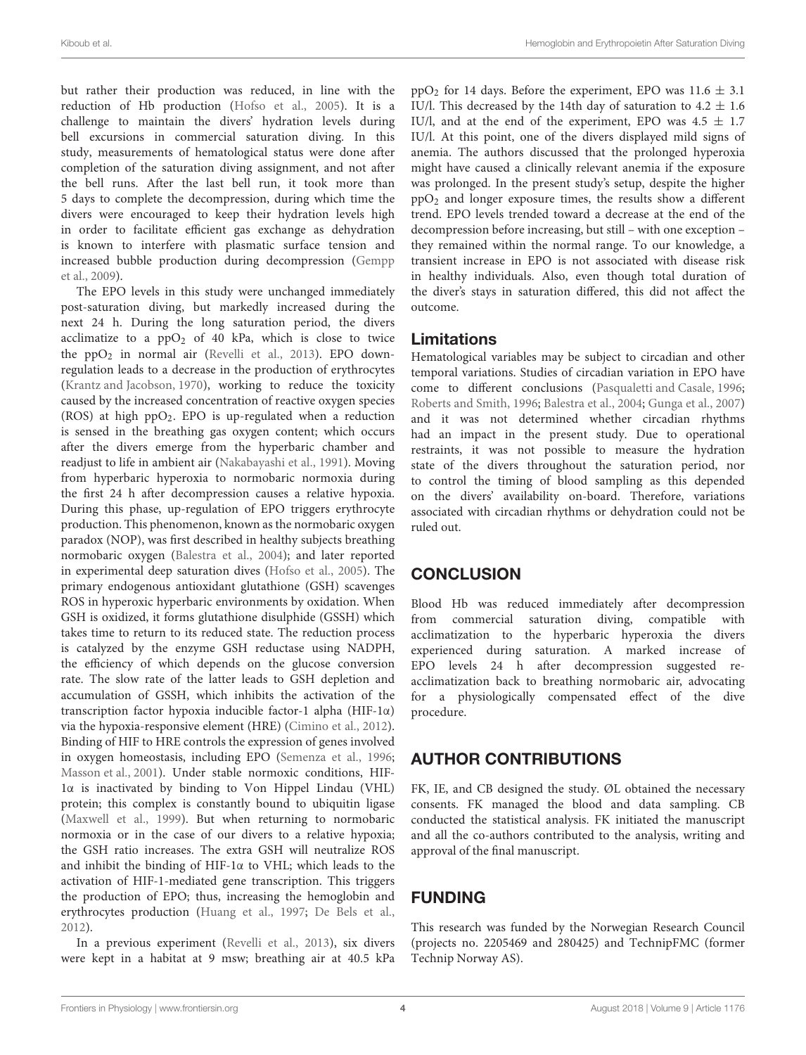but rather their production was reduced, in line with the reduction of Hb production (Hofso et al., 2005). It is a challenge to maintain the divers' hydration levels during bell excursions in commercial saturation diving. In this study, measurements of hematological status were done after completion of the saturation diving assignment, and not after the bell runs. After the last bell run, it took more than 5 days to complete the decompression, during which time the divers were encouraged to keep their hydration levels high in order to facilitate efficient gas exchange as dehydration is known to interfere with plasmatic surface tension and increased bubble production during decompression (Gempp et al., 2009).

The EPO levels in this study were unchanged immediately post-saturation diving, but markedly increased during the next 24 h. During the long saturation period, the divers acclimatize to a $ppO_2$ of 40 kPa, which is close to twice the $ppO_2$ in normal air (Revelli et al., 2013). EPO down-regulation leads to a decrease in the production of erythrocytes (Krantz and Jacobson, 1970), working to reduce the toxicity caused by the increased concentration of reactive oxygen species (ROS) at high $ppO_2$. EPO is up-regulated when a reduction is sensed in the breathing gas oxygen content; which occurs after the divers emerge from the hyperbaric chamber and readjust to life in ambient air (Nakabayashi et al., 1991). Moving from hyperbaric hyperoxia to normobaric normoxia during the first 24 h after decompression causes a relative hypoxia. During this phase, up-regulation of EPO triggers erythrocyte production. This phenomenon, known as the normobaric oxygen paradox (NOP), was first described in healthy subjects breathing normobaric oxygen (Balestra et al., 2004); and later reported in experimental deep saturation dives (Hofso et al., 2005). The primary endogenous antioxidant glutathione (GSH) scavenges ROS in hyperoxic hyperbaric environments by oxidation. When GSH is oxidized, it forms glutathione disulphide (GSSH) which takes time to return to its reduced state. The reduction process is catalyzed by the enzyme GSH reductase using NADPH, the efficiency of which depends on the glucose conversion rate. The slow rate of the latter leads to GSH depletion and accumulation of GSSH, which inhibits the activation of the transcription factor hypoxia inducible factor-1 alpha (HIF-1α) via the hypoxia-responsive element (HRE) (Cimino et al., 2012). Binding of HIF to HRE controls the expression of genes involved in oxygen homeostasis, including EPO (Semenza et al., 1996; Masson et al., 2001). Under stable normoxic conditions, HIF-1α is inactivated by binding to Von Hippel Lindau (VHL) protein; this complex is constantly bound to ubiquitin ligase (Maxwell et al., 1999). But when returning to normobaric normoxia or in the case of our divers to a relative hypoxia; the GSH ratio increases. The extra GSH will neutralize ROS and inhibit the binding of HIF-1α to VHL; which leads to the activation of HIF-1-mediated gene transcription. This triggers the production of EPO; thus, increasing the hemoglobin and erythrocytes production (Huang et al., 1997; De Bels et al., 2012).

In a previous experiment (Revelli et al., 2013), six divers were kept in a habitat at 9 msw; breathing air at 40.5 kPa $ppO_2$ for 14 days. Before the experiment, EPO was $11.6 \pm 3.1$ IU/l. This decreased by the 14th day of saturation to $4.2 \pm 1.6$ IU/l, and at the end of the experiment, EPO was $4.5 \pm 1.7$ IU/l. At this point, one of the divers displayed mild signs of anemia. The authors discussed that the prolonged hyperoxia might have caused a clinically relevant anemia if the exposure was prolonged. In the present study's setup, despite the higher $ppO_2$ and longer exposure times, the results show a different trend. EPO levels trended toward a decrease at the end of the decompression before increasing, but still – with one exception – they remained within the normal range. To our knowledge, a transient increase in EPO is not associated with disease risk in healthy individuals. Also, even though total duration of the diver's stays in saturation differed, this did not affect the outcome.

### Limitations

Hematological variables may be subject to circadian and other temporal variations. Studies of circadian variation in EPO have come to different conclusions (Pasqualetti and Casale, 1996; Roberts and Smith, 1996; Balestra et al., 2004; Gunga et al., 2007) and it was not determined whether circadian rhythms had an impact in the present study. Due to operational restraints, it was not possible to measure the hydration state of the divers throughout the saturation period, nor to control the timing of blood sampling as this depended on the divers' availability on-board. Therefore, variations associated with circadian rhythms or dehydration could not be ruled out.

## CONCLUSION

Blood Hb was reduced immediately after decompression from commercial saturation diving, compatible with acclimatization to the hyperbaric hyperoxia the divers experienced during saturation. A marked increase of EPO levels 24 h after decompression suggested re-acclimatization back to breathing normobaric air, advocating for a physiologically compensated effect of the dive procedure.

## AUTHOR CONTRIBUTIONS

FK, IE, and CB designed the study. ØL obtained the necessary consents. FK managed the blood and data sampling. CB conducted the statistical analysis. FK initiated the manuscript and all the co-authors contributed to the analysis, writing and approval of the final manuscript.

## FUNDING

This research was funded by the Norwegian Research Council (projects no. 2205469 and 280425) and TechnipFMC (former Technip Norway AS).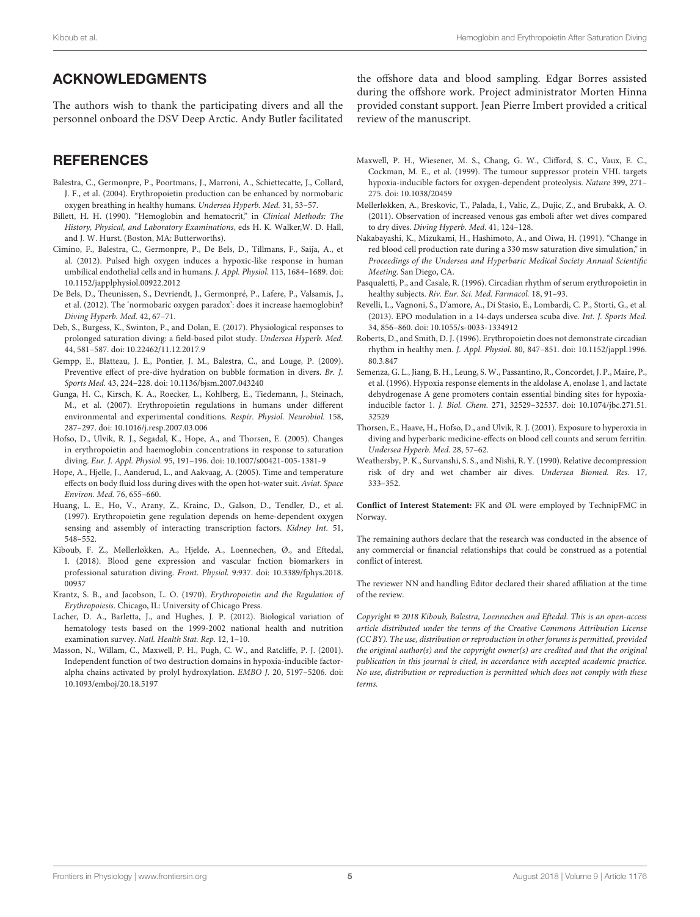## ACKNOWLEDGMENTS

The authors wish to thank the participating divers and all the personnel onboard the DSV Deep Arctic. Andy Butler facilitated the offshore data and blood sampling. Edgar Borres assisted during the offshore work. Project administrator Morten Hinna provided constant support. Jean Pierre Imbert provided a critical review of the manuscript.

## REFERENCES

Balestra, C., Germonpre, P., Poortmans, J., Marroni, A., Schiettecatte, J., Collard, J. F., et al. (2004). Erythropoietin production can be enhanced by normobaric oxygen breathing in healthy humans. *Undersea Hyperb. Med.* 31, 53–57.

Billett, H. H. (1990). "Hemoglobin and hematocrit," in *Clinical Methods: The History, Physical, and Laboratory Examinations*, eds H. K. Walker,W. D. Hall, and J. W. Hurst. (Boston, MA: Butterworths).

Cimino, F., Balestra, C., Germonpre, P., De Bels, D., Tillmans, F., Saija, A., et al. (2012). Pulsed high oxygen induces a hypoxic-like response in human umbilical endothelial cells and in humans. *J. Appl. Physiol.* 113, 1684–1689. doi: 10.1152/japplphysiol.00922.2012

De Bels, D., Theunissen, S., Devriendt, J., Germonpré, P., Lafere, P., Valsamis, J., et al. (2012). The 'normobaric oxygen paradox': does it increase haemoglobin? *Diving Hyperb. Med.* 42, 67–71.

Deb, S., Burgess, K., Swinton, P., and Dolan, E. (2017). Physiological responses to prolonged saturation diving: a field-based pilot study. *Undersea Hyperb. Med.* 44, 581–587. doi: 10.22462/11.12.2017.9

Gempp, E., Blatteau, J. E., Pontier, J. M., Balestra, C., and Louge, P. (2009). Preventive effect of pre-dive hydration on bubble formation in divers. *Br. J. Sports Med.* 43, 224–228. doi: 10.1136/bjsm.2007.043240

Gunga, H. C., Kirsch, K. A., Roecker, L., Kohlberg, E., Tiedemann, J., Steinach, M., et al. (2007). Erythropoietin regulations in humans under different environmental and experimental conditions. *Respir. Physiol. Neurobiol.* 158, 287–297. doi: 10.1016/j.resp.2007.03.006

Hofso, D., Ulvik, R. J., Segadal, K., Hope, A., and Thorsen, E. (2005). Changes in erythropoietin and haemoglobin concentrations in response to saturation diving. *Eur. J. Appl. Physiol.* 95, 191–196. doi: 10.1007/s00421-005-1381-9

Hope, A., Hjelle, J., Aanderud, L., and Aakvaag, A. (2005). Time and temperature effects on body fluid loss during dives with the open hot-water suit. *Aviat. Space Environ. Med.* 76, 655–660.

Huang, L. E., Ho, V., Arany, Z., Krainc, D., Galson, D., Tendler, D., et al. (1997). Erythropoietin gene regulation depends on heme-dependent oxygen sensing and assembly of interacting transcription factors. *Kidney Int.* 51, 548–552.

Kiboub, F. Z., Møllerløkken, A., Hjelde, A., Loennechen, Ø., and Eftedal, I. (2018). Blood gene expression and vascular fnction biomarkers in professional saturation diving. *Front. Physiol.* 9:937. doi: 10.3389/fphys.2018.00937

Krantz, S. B., and Jacobson, L. O. (1970). *Erythropoietin and the Regulation of Erythropoiesis*. Chicago, IL: University of Chicago Press.

Lacher, D. A., Barletta, J., and Hughes, J. P. (2012). Biological variation of hematology tests based on the 1999-2002 national health and nutrition examination survey. *Natl. Health Stat. Rep.* 12, 1–10.

Masson, N., Willam, C., Maxwell, P. H., Pugh, C. W., and Ratcliffe, P. J. (2001). Independent function of two destruction domains in hypoxia-inducible factor-alpha chains activated by prolyl hydroxylation. *EMBO J.* 20, 5197–5206. doi: 10.1093/emboj/20.18.5197

Maxwell, P. H., Wiesener, M. S., Chang, G. W., Clifford, S. C., Vaux, E. C., Cockman, M. E., et al. (1999). The tumour suppressor protein VHL targets hypoxia-inducible factors for oxygen-dependent proteolysis. *Nature* 399, 271–275. doi: 10.1038/20459

Møllerløkken, A., Breskovic, T., Palada, I., Valic, Z., Dujic, Z., and Brubakk, A. O. (2011). Observation of increased venous gas emboli after wet dives compared to dry dives. *Diving Hyperb. Med*. 41, 124–128.

Nakabayashi, K., Mizukami, H., Hashimoto, A., and Oiwa, H. (1991). "Change in red blood cell production rate during a 330 msw saturation dive simulation," in *Proceedings of the Undersea and Hyperbaric Medical Society Annual Scientific Meeting*. San Diego, CA.

Pasqualetti, P., and Casale, R. (1996). Circadian rhythm of serum erythropoietin in healthy subjects. *Riv. Eur. Sci. Med. Farmacol.* 18, 91–93.

Revelli, L., Vagnoni, S., D'amore, A., Di Stasio, E., Lombardi, C. P., Storti, G., et al. (2013). EPO modulation in a 14-days undersea scuba dive. *Int. J. Sports Med.* 34, 856–860. doi: 10.1055/s-0033-1334912

Roberts, D., and Smith, D. J. (1996). Erythropoietin does not demonstrate circadian rhythm in healthy men. *J. Appl. Physiol.* 80, 847–851. doi: 10.1152/jappl.1996.80.3.847

Semenza, G. L., Jiang, B. H., Leung, S. W., Passantino, R., Concordet, J. P., Maire, P., et al. (1996). Hypoxia response elements in the aldolase A, enolase 1, and lactate dehydrogenase A gene promoters contain essential binding sites for hypoxia-inducible factor 1. *J. Biol. Chem.* 271, 32529–32537. doi: 10.1074/jbc.271.51.32529

Thorsen, E., Haave, H., Hofso, D., and Ulvik, R. J. (2001). Exposure to hyperoxia in diving and hyperbaric medicine-effects on blood cell counts and serum ferritin. *Undersea Hyperb. Med.* 28, 57–62.

Weathersby, P. K., Survanshi, S. S., and Nishi, R. Y. (1990). Relative decompression risk of dry and wet chamber air dives. *Undersea Biomed. Res.* 17, 333–352.

**Conflict of Interest Statement:** FK and ØL were employed by TechnipFMC in Norway.

The remaining authors declare that the research was conducted in the absence of any commercial or financial relationships that could be construed as a potential conflict of interest.

The reviewer NN and handling Editor declared their shared affiliation at the time of the review.

*Copyright © 2018 Kiboub, Balestra, Loennechen and Eftedal. This is an open-access article distributed under the terms of the Creative Commons Attribution License (CC BY). The use, distribution or reproduction in other forums is permitted, provided the original author(s) and the copyright owner(s) are credited and that the original publication in this journal is cited, in accordance with accepted academic practice. No use, distribution or reproduction is permitted which does not comply with these terms.*